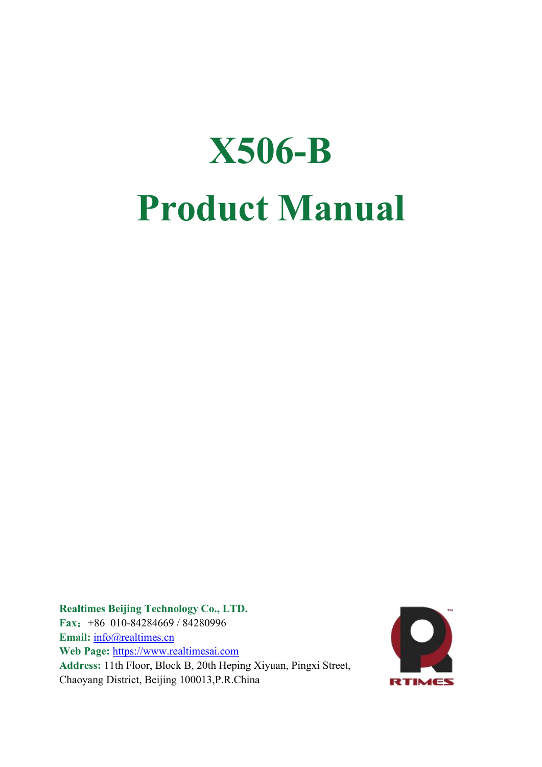# X506-B

# Product Manual

**Realtimes Beijing Technology Co., LTD.**

**Fax：**+86 010-84284669 / 84280996

**Email:** info@realtimes.cn

**Web Page:** https://www.realtimesai.com

**Address:** 11th Floor, Block B, 20th Heping Xiyuan, Pingxi Street, Chaoyang District, Beijing 100013,P.R.China

RTIMES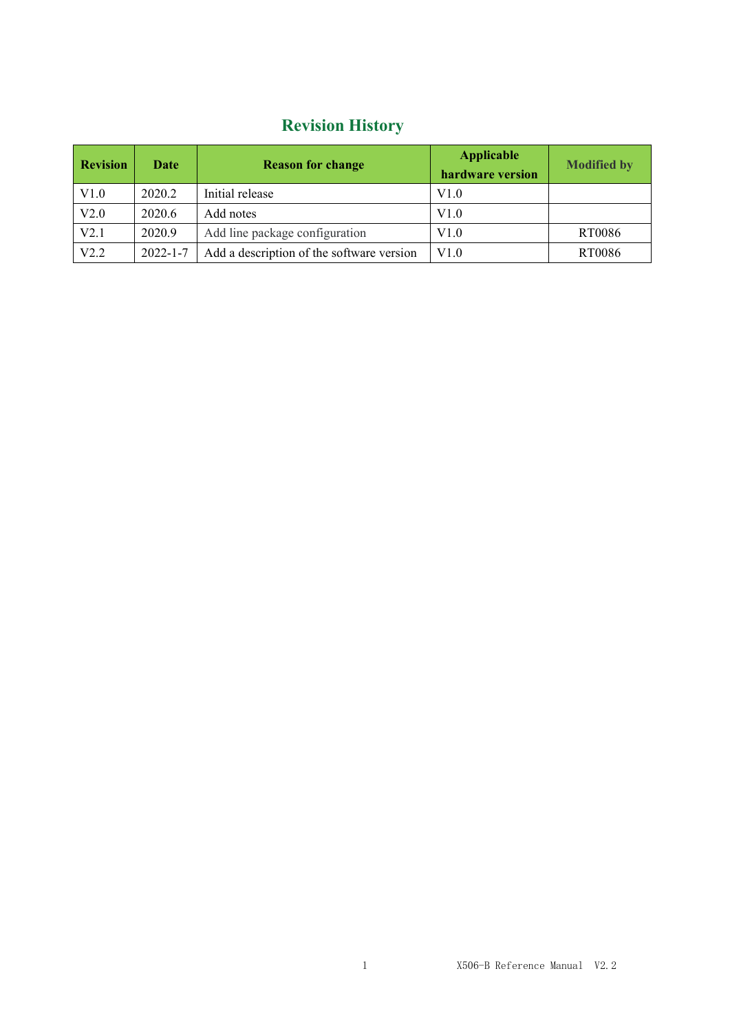# Revision History

| Revision | Date | Reason for change | Applicable hardware version | Modified by |
|---|---|---|---|---|
| V1.0 | 2020.2 | Initial release | V1.0 | |
| V2.0 | 2020.6 | Add notes | V1.0 | |
| V2.1 | 2020.9 | Add line package configuration | V1.0 | RT0086 |
| V2.2 | 2022-1-7 | Add a description of the software version | V1.0 | RT0086 |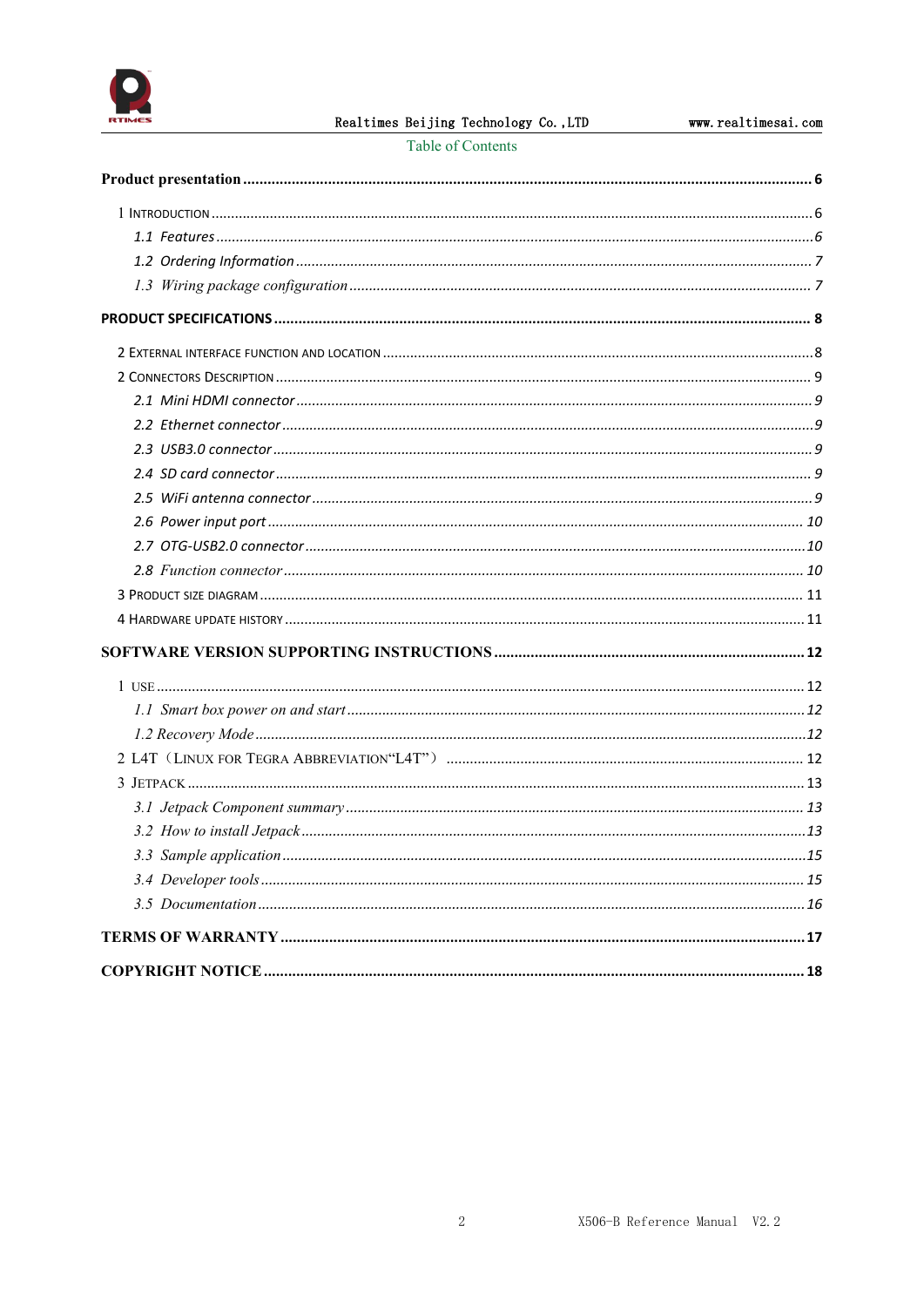Table of Contents

**Product presentation** ........................................................ **6**

1 INTRODUCTION ........................................................ 6

*1.1 Features* ........................................................ *6*

*1.2 Ordering Information* ........................................................ *7*

*1.3 Wiring package configuration* ........................................................ *7*

**PRODUCT SPECIFICATIONS** ........................................................ **8**

2 EXTERNAL INTERFACE FUNCTION AND LOCATION ........................................................ 8

2 CONNECTORS DESCRIPTION ........................................................ 9

*2.1 Mini HDMI connector* ........................................................ *9*

*2.2 Ethernet connector* ........................................................ *9*

*2.3 USB3.0 connector* ........................................................ *9*

*2.4 SD card connector* ........................................................ *9*

*2.5 WiFi antenna connector* ........................................................ *9*

*2.6 Power input port* ........................................................ *10*

*2.7 OTG-USB2.0 connector* ........................................................ *10*

*2.8 Function connector* ........................................................ *10*

3 PRODUCT SIZE DIAGRAM ........................................................ 11

4 HARDWARE UPDATE HISTORY ........................................................ 11

**SOFTWARE VERSION SUPPORTING INSTRUCTIONS** ........................................................ **12**

1 USE ........................................................ 12

*1.1 Smart box power on and start* ........................................................ *12*

*1.2 Recovery Mode* ........................................................ *12*

2 L4T（LINUX FOR TEGRA ABBREVIATION“L4T”） ........................................................ 12

3 JETPACK ........................................................ 13

*3.1 Jetpack Component summary* ........................................................ *13*

*3.2 How to install Jetpack* ........................................................ *13*

*3.3 Sample application* ........................................................ *15*

*3.4 Developer tools* ........................................................ *15*

*3.5 Documentation* ........................................................ *16*

**TERMS OF WARRANTY** ........................................................ **17**

**COPYRIGHT NOTICE** ........................................................ **18**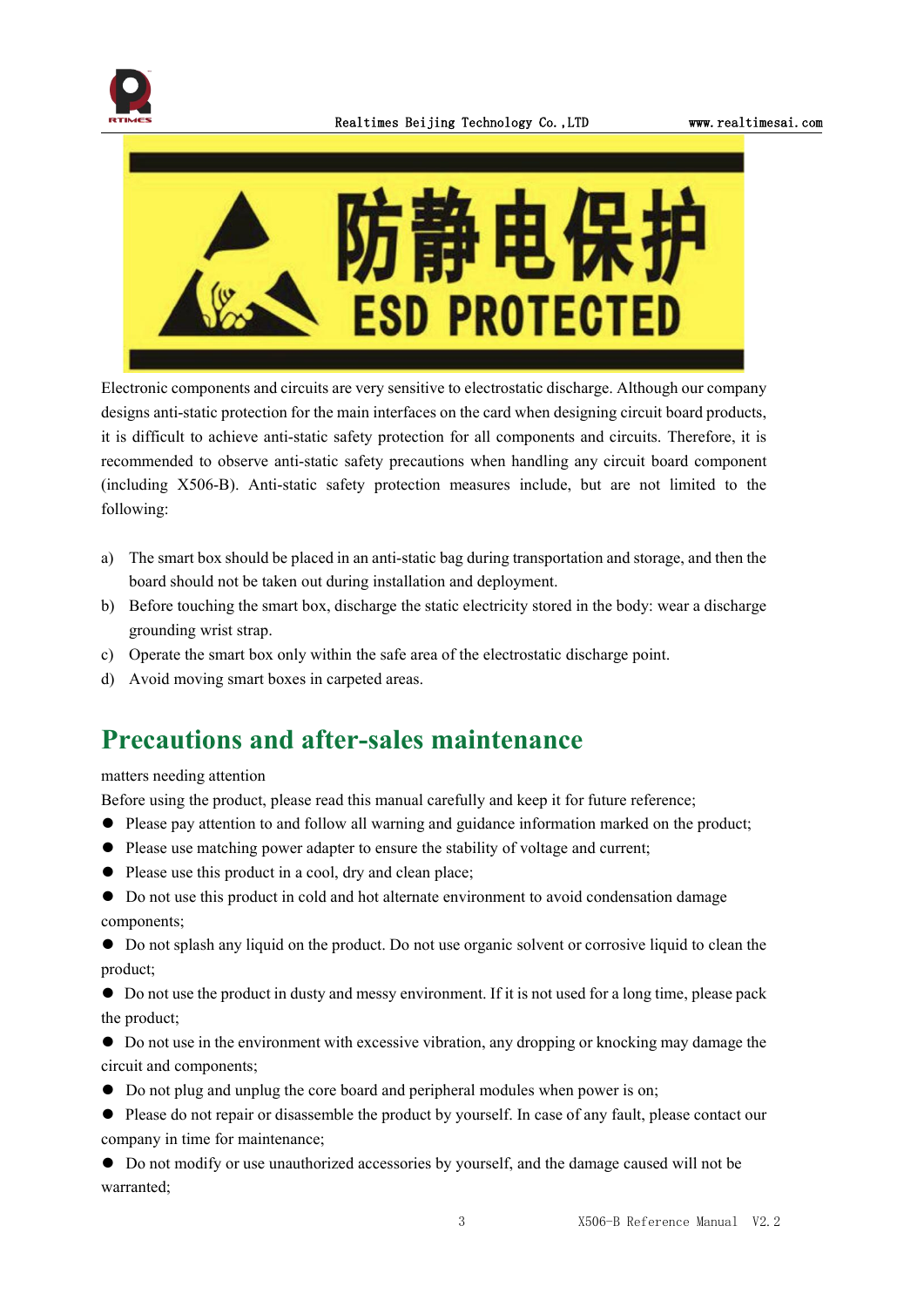Electronic components and circuits are very sensitive to electrostatic discharge. Although our company designs anti-static protection for the main interfaces on the card when designing circuit board products, it is difficult to achieve anti-static safety protection for all components and circuits. Therefore, it is recommended to observe anti-static safety precautions when handling any circuit board component (including X506-B). Anti-static safety protection measures include, but are not limited to the following:

a) The smart box should be placed in an anti-static bag during transportation and storage, and then the board should not be taken out during installation and deployment.
b) Before touching the smart box, discharge the static electricity stored in the body: wear a discharge grounding wrist strap.
c) Operate the smart box only within the safe area of the electrostatic discharge point.
d) Avoid moving smart boxes in carpeted areas.

# Precautions and after-sales maintenance

matters needing attention

Before using the product, please read this manual carefully and keep it for future reference;

- Please pay attention to and follow all warning and guidance information marked on the product;
- Please use matching power adapter to ensure the stability of voltage and current;
- Please use this product in a cool, dry and clean place;
- Do not use this product in cold and hot alternate environment to avoid condensation damage components;
- Do not splash any liquid on the product. Do not use organic solvent or corrosive liquid to clean the product;
- Do not use the product in dusty and messy environment. If it is not used for a long time, please pack the product;
- Do not use in the environment with excessive vibration, any dropping or knocking may damage the circuit and components;
- Do not plug and unplug the core board and peripheral modules when power is on;
- Please do not repair or disassemble the product by yourself. In case of any fault, please contact our company in time for maintenance;
- Do not modify or use unauthorized accessories by yourself, and the damage caused will not be warranted;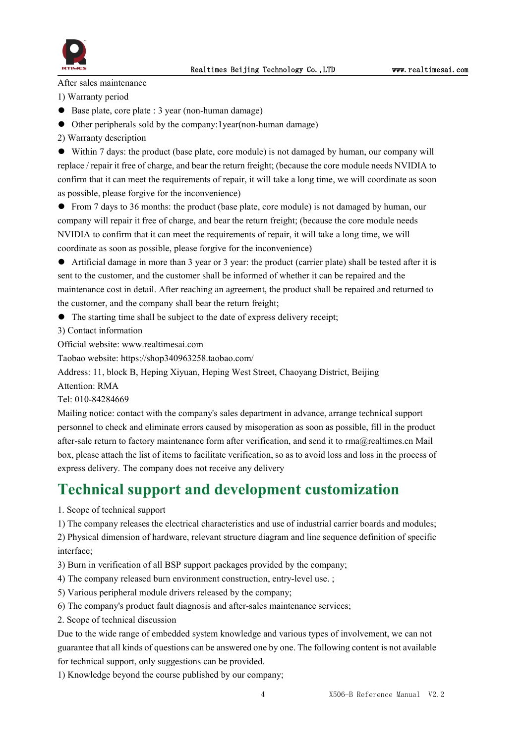After sales maintenance

1) Warranty period

- Base plate, core plate : 3 year (non-human damage)
- Other peripherals sold by the company:1year(non-human damage)

2) Warranty description

- Within 7 days: the product (base plate, core module) is not damaged by human, our company will replace / repair it free of charge, and bear the return freight; (because the core module needs NVIDIA to confirm that it can meet the requirements of repair, it will take a long time, we will coordinate as soon as possible, please forgive for the inconvenience)
- From 7 days to 36 months: the product (base plate, core module) is not damaged by human, our company will repair it free of charge, and bear the return freight; (because the core module needs NVIDIA to confirm that it can meet the requirements of repair, it will take a long time, we will coordinate as soon as possible, please forgive for the inconvenience)
- Artificial damage in more than 3 year or 3 year: the product (carrier plate) shall be tested after it is sent to the customer, and the customer shall be informed of whether it can be repaired and the maintenance cost in detail. After reaching an agreement, the product shall be repaired and returned to the customer, and the company shall bear the return freight;
- The starting time shall be subject to the date of express delivery receipt;

3) Contact information

Official website: www.realtimesai.com

Taobao website: https://shop340963258.taobao.com/

Address: 11, block B, Heping Xiyuan, Heping West Street, Chaoyang District, Beijing

Attention: RMA

Tel: 010-84284669

Mailing notice: contact with the company's sales department in advance, arrange technical support personnel to check and eliminate errors caused by misoperation as soon as possible, fill in the product after-sale return to factory maintenance form after verification, and send it to rma@realtimes.cn Mail box, please attach the list of items to facilitate verification, so as to avoid loss and loss in the process of express delivery. The company does not receive any delivery

# Technical support and development customization

1. Scope of technical support

1) The company releases the electrical characteristics and use of industrial carrier boards and modules;

2) Physical dimension of hardware, relevant structure diagram and line sequence definition of specific interface;

3) Burn in verification of all BSP support packages provided by the company;

4) The company released burn environment construction, entry-level use. ;

5) Various peripheral module drivers released by the company;

6) The company's product fault diagnosis and after-sales maintenance services;

2. Scope of technical discussion

Due to the wide range of embedded system knowledge and various types of involvement, we can not guarantee that all kinds of questions can be answered one by one. The following content is not available for technical support, only suggestions can be provided.

1) Knowledge beyond the course published by our company;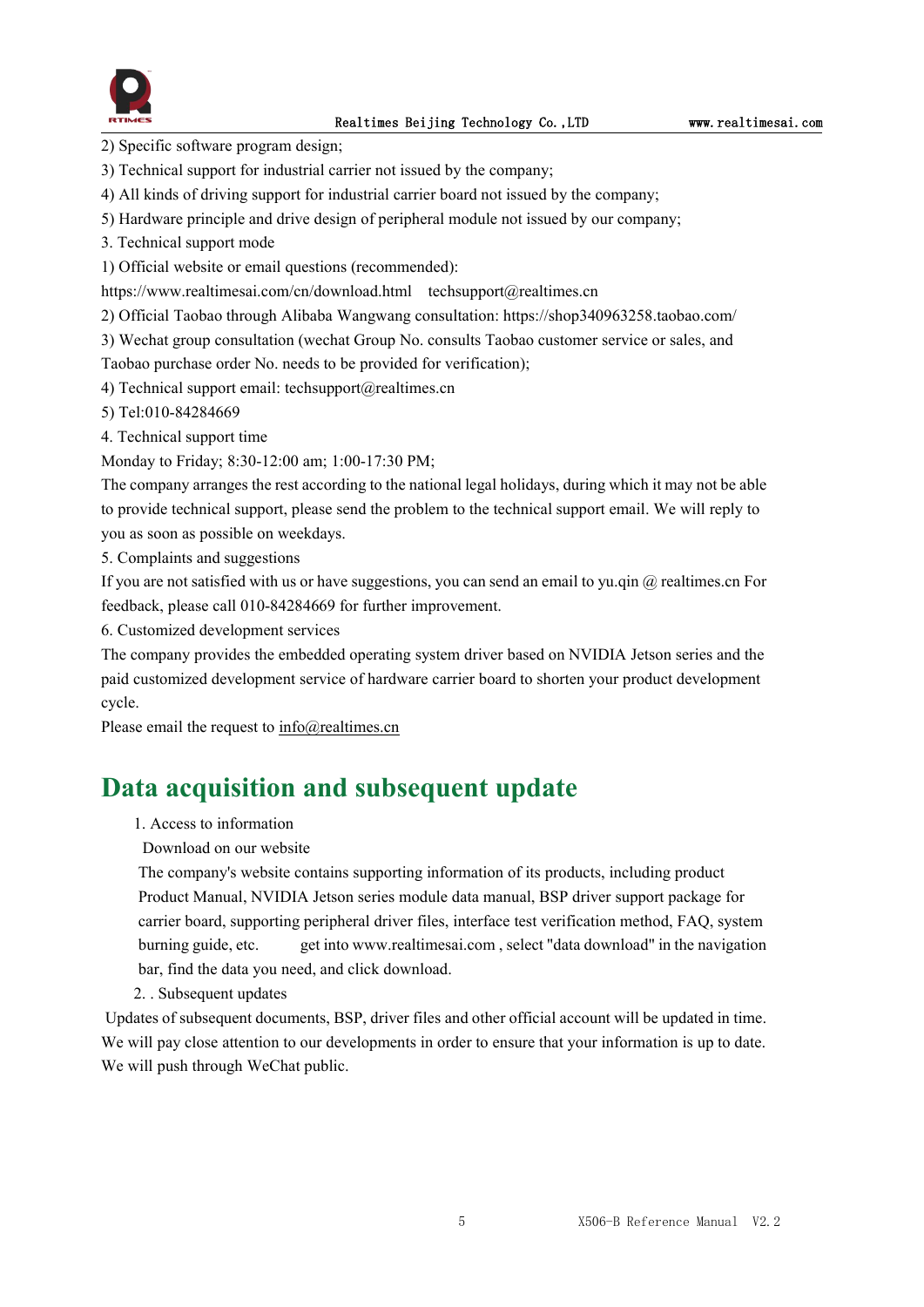2) Specific software program design;

3) Technical support for industrial carrier not issued by the company;

4) All kinds of driving support for industrial carrier board not issued by the company;

5) Hardware principle and drive design of peripheral module not issued by our company;

3. Technical support mode

1) Official website or email questions (recommended):

https://www.realtimesai.com/cn/download.html techsupport@realtimes.cn

2) Official Taobao through Alibaba Wangwang consultation: https://shop340963258.taobao.com/

3) Wechat group consultation (wechat Group No. consults Taobao customer service or sales, and Taobao purchase order No. needs to be provided for verification);

4) Technical support email: techsupport@realtimes.cn

5) Tel:010-84284669

4. Technical support time

Monday to Friday; 8:30-12:00 am; 1:00-17:30 PM;

The company arranges the rest according to the national legal holidays, during which it may not be able to provide technical support, please send the problem to the technical support email. We will reply to you as soon as possible on weekdays.

5. Complaints and suggestions

If you are not satisfied with us or have suggestions, you can send an email to yu.qin @ realtimes.cn For feedback, please call 010-84284669 for further improvement.

6. Customized development services

The company provides the embedded operating system driver based on NVIDIA Jetson series and the paid customized development service of hardware carrier board to shorten your product development cycle.

Please email the request to info@realtimes.cn

# Data acquisition and subsequent update

1. Access to information

Download on our website

The company's website contains supporting information of its products, including product Product Manual, NVIDIA Jetson series module data manual, BSP driver support package for carrier board, supporting peripheral driver files, interface test verification method, FAQ, system burning guide, etc. get into www.realtimesai.com , select "data download" in the navigation bar, find the data you need, and click download.

2. . Subsequent updates

Updates of subsequent documents, BSP, driver files and other official account will be updated in time. We will pay close attention to our developments in order to ensure that your information is up to date. We will push through WeChat public.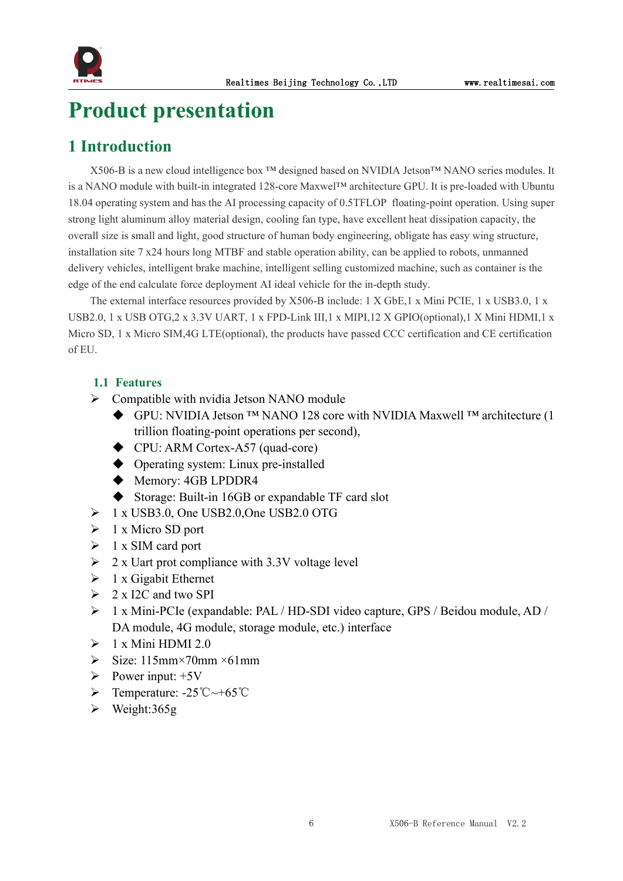# Product presentation

## 1 Introduction

X506-B is a new cloud intelligence box ™ designed based on NVIDIA Jetson™ NANO series modules. It is a NANO module with built-in integrated 128-core Maxwel™ architecture GPU. It is pre-loaded with Ubuntu 18.04 operating system and has the AI processing capacity of 0.5TFLOP floating-point operation. Using super strong light aluminum alloy material design, cooling fan type, have excellent heat dissipation capacity, the overall size is small and light, good structure of human body engineering, obligate has easy wing structure, installation site 7 x24 hours long MTBF and stable operation ability, can be applied to robots, unmanned delivery vehicles, intelligent brake machine, intelligent selling customized machine, such as container is the edge of the end calculate force deployment AI ideal vehicle for the in-depth study.

The external interface resources provided by X506-B include: 1 X GbE,1 x Mini PCIE, 1 x USB3.0, 1 x USB2.0, 1 x USB OTG,2 x 3.3V UART, 1 x FPD-Link III,1 x MIPI,12 X GPIO(optional),1 X Mini HDMI,1 x Micro SD, 1 x Micro SIM,4G LTE(optional), the products have passed CCC certification and CE certification of EU.

### 1.1 Features

- Compatible with nvidia Jetson NANO module
  - GPU: NVIDIA Jetson ™ NANO 128 core with NVIDIA Maxwell ™ architecture (1 trillion floating-point operations per second),
  - CPU: ARM Cortex-A57 (quad-core)
  - Operating system: Linux pre-installed
  - Memory: 4GB LPDDR4
  - Storage: Built-in 16GB or expandable TF card slot
- 1 x USB3.0, One USB2.0,One USB2.0 OTG
- 1 x Micro SD port
- 1 x SIM card port
- 2 x Uart prot compliance with 3.3V voltage level
- 1 x Gigabit Ethernet
- 2 x I2C and two SPI
- 1 x Mini-PCIe (expandable: PAL / HD-SDI video capture, GPS / Beidou module, AD / DA module, 4G module, storage module, etc.) interface
- 1 x Mini HDMI 2.0
- Size: 115mm×70mm ×61mm
- Power input: +5V
- Temperature: -25℃~+65℃
- Weight:365g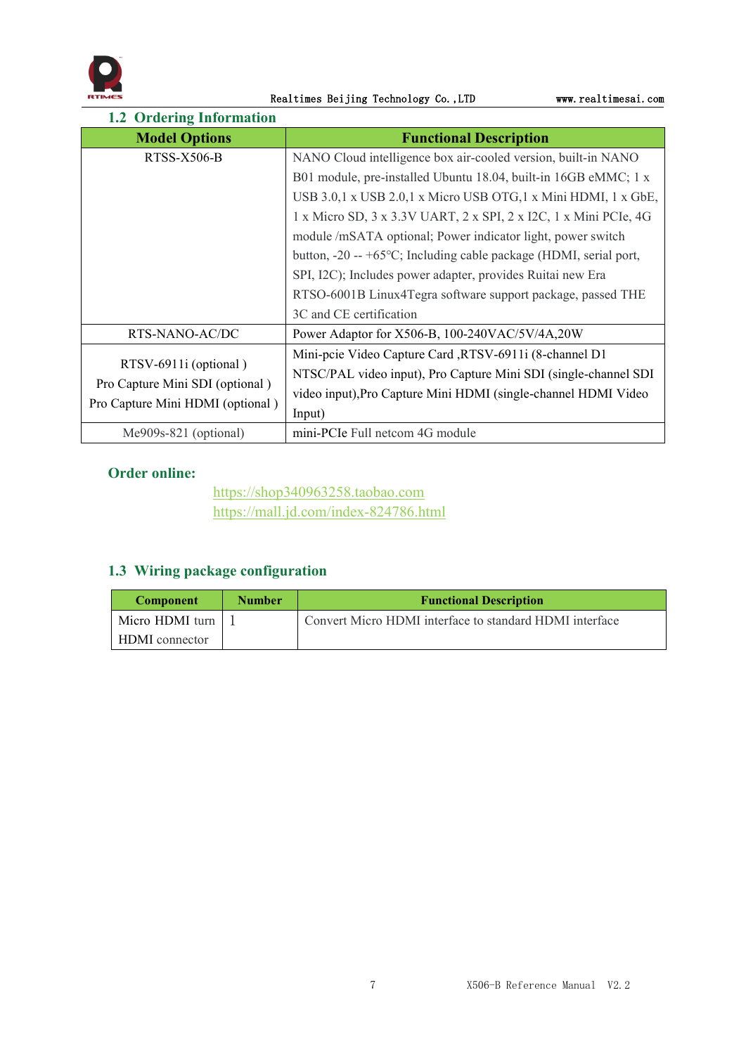## 1.2 Ordering Information

| Model Options | Functional Description |
|---|---|
| RTSS-X506-B | NANO Cloud intelligence box air-cooled version, built-in NANO B01 module, pre-installed Ubuntu 18.04, built-in 16GB eMMC; 1 x USB 3.0,1 x USB 2.0,1 x Micro USB OTG,1 x Mini HDMI, 1 x GbE, 1 x Micro SD, 3 x 3.3V UART, 2 x SPI, 2 x I2C, 1 x Mini PCIe, 4G module /mSATA optional; Power indicator light, power switch button, -20 -- +65°C; Including cable package (HDMI, serial port, SPI, I2C); Includes power adapter, provides Ruitai new Era RTSO-6001B Linux4Tegra software support package, passed THE 3C and CE certification |
| RTS-NANO-AC/DC | Power Adaptor for X506-B, 100-240VAC/5V/4A,20W |
| RTSV-6911i (optional ) Pro Capture Mini SDI (optional ) Pro Capture Mini HDMI (optional ) | Mini-pcie Video Capture Card ,RTSV-6911i (8-channel D1 NTSC/PAL video input), Pro Capture Mini SDI (single-channel SDI video input),Pro Capture Mini HDMI (single-channel HDMI Video Input) |
| Me909s-821 (optional) | mini-PCIe Full netcom 4G module |

**Order online:**

https://shop340963258.taobao.com
https://mall.jd.com/index-824786.html

## 1.3 Wiring package configuration

| Component | Number | Functional Description |
|---|---|---|
| Micro HDMI turn HDMI connector | 1 | Convert Micro HDMI interface to standard HDMI interface |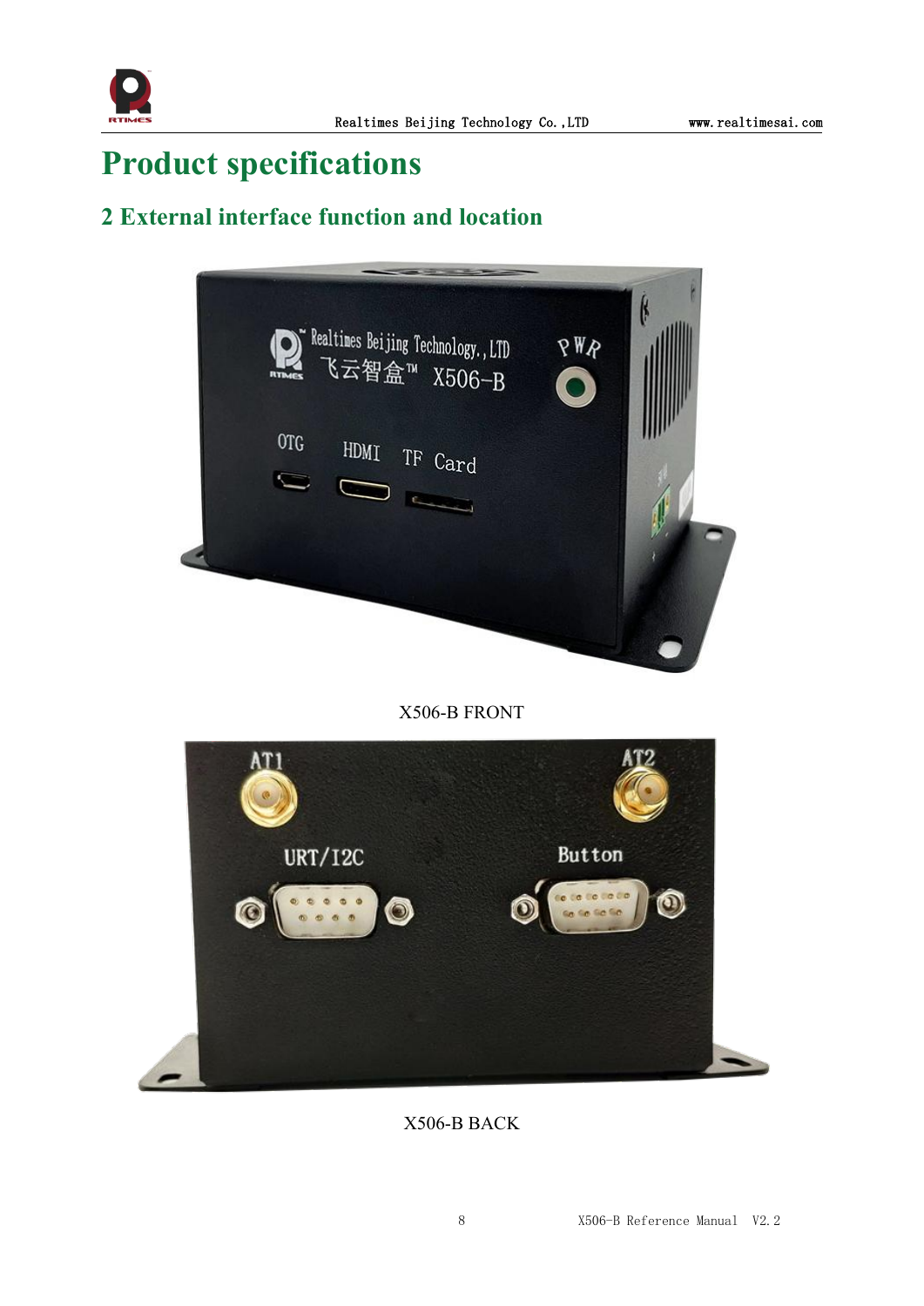# Product specifications

## 2 External interface function and location

X506-B FRONT

X506-B BACK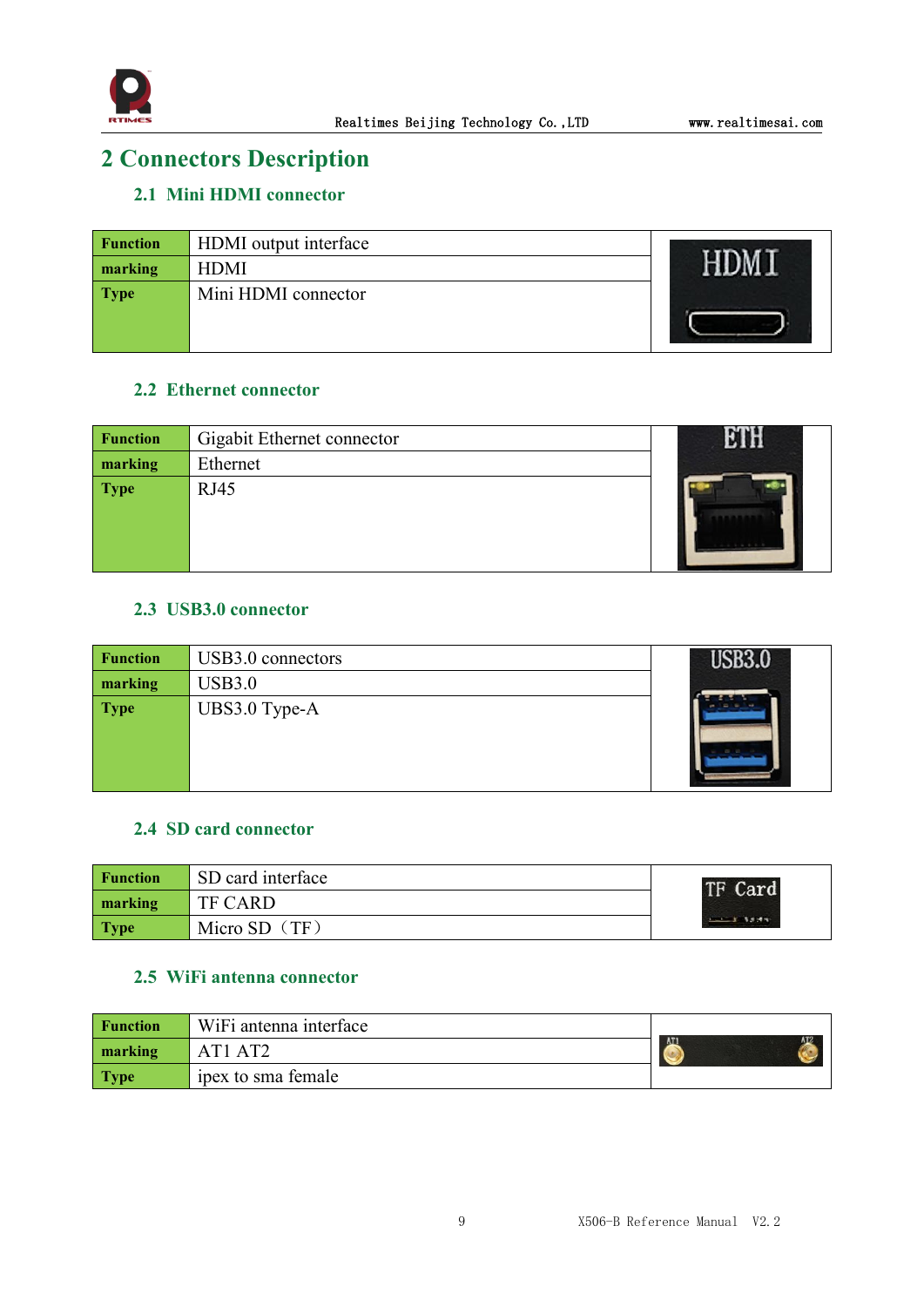# 2 Connectors Description

## 2.1 Mini HDMI connector

| Function | HDMI output interface |
|---|---|
| marking | HDMI |
| Type | Mini HDMI connector |

## 2.2 Ethernet connector

| Function | Gigabit Ethernet connector |
|---|---|
| marking | Ethernet |
| Type | RJ45 |

## 2.3 USB3.0 connector

| Function | USB3.0 connectors |
|---|---|
| marking | USB3.0 |
| Type | UBS3.0 Type-A |

## 2.4 SD card connector

| Function | SD card interface |
|---|---|
| marking | TF CARD |
| Type | Micro SD（TF） |

## 2.5 WiFi antenna connector

| Function | WiFi antenna interface |
|---|---|
| marking | AT1 AT2 |
| Type | ipex to sma female |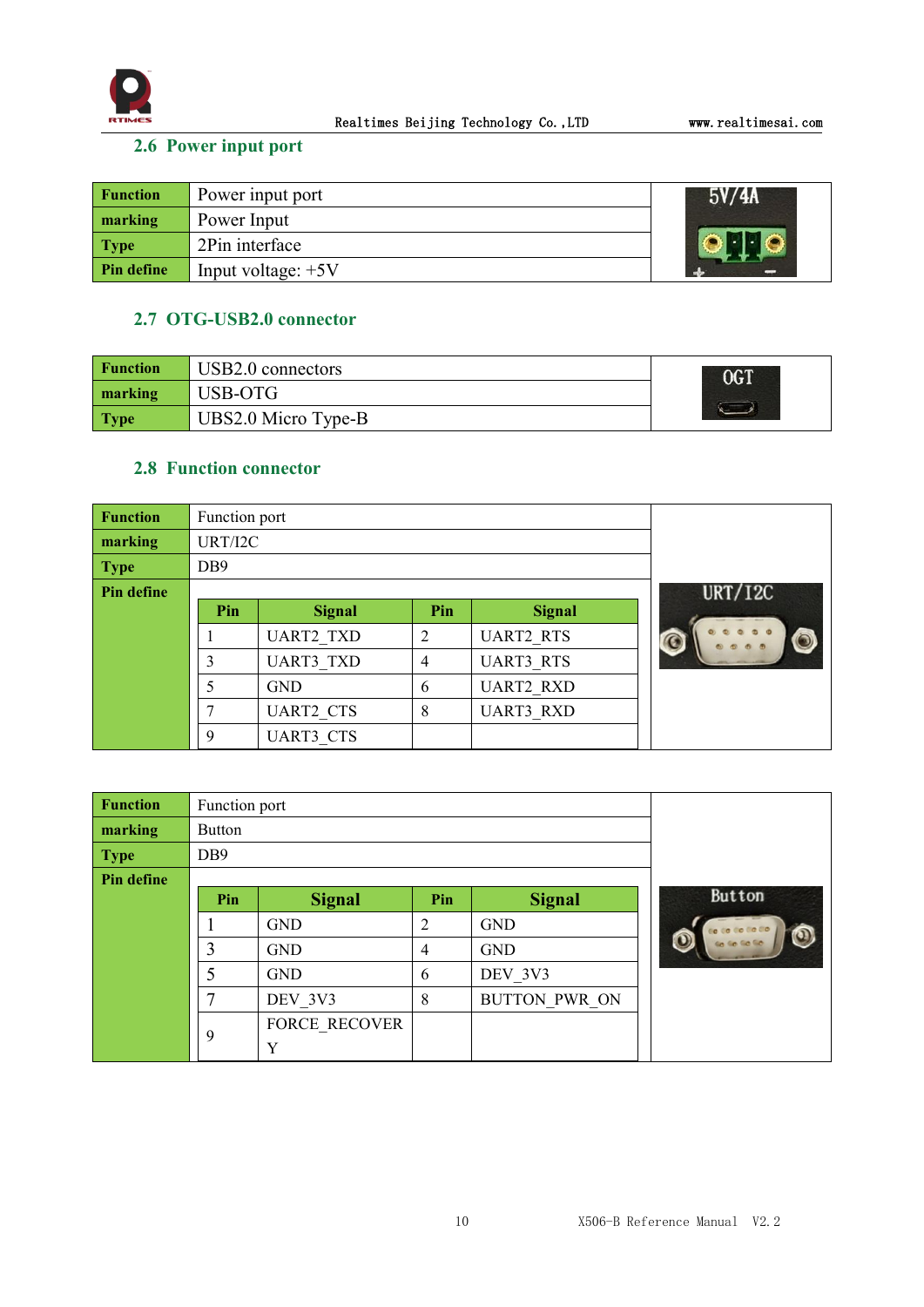## 2.6 Power input port

| | |
|---|---|
| **Function** | Power input port |
| **marking** | Power Input |
| **Type** | 2Pin interface |
| **Pin define** | Input voltage: +5V |

## 2.7 OTG-USB2.0 connector

| | |
|---|---|
| **Function** | USB2.0 connectors |
| **marking** | USB-OTG |
| **Type** | UBS2.0 Micro Type-B |

## 2.8 Function connector

| | |
|---|---|
| **Function** | Function port |
| **marking** | URT/I2C |
| **Type** | DB9 |
| **Pin define** | |

| Pin | Signal | Pin | Signal |
|---|---|---|---|
| 1 | UART2_TXD | 2 | UART2_RTS |
| 3 | UART3_TXD | 4 | UART3_RTS |
| 5 | GND | 6 | UART2_RXD |
| 7 | UART2_CTS | 8 | UART3_RXD |
| 9 | UART3_CTS | | |

| | |
|---|---|
| **Function** | Function port |
| **marking** | Button |
| **Type** | DB9 |
| **Pin define** | |

| Pin | Signal | Pin | Signal |
|---|---|---|---|
| 1 | GND | 2 | GND |
| 3 | GND | 4 | GND |
| 5 | GND | 6 | DEV_3V3 |
| 7 | DEV_3V3 | 8 | BUTTON_PWR_ON |
| 9 | FORCE_RECOVERY | | |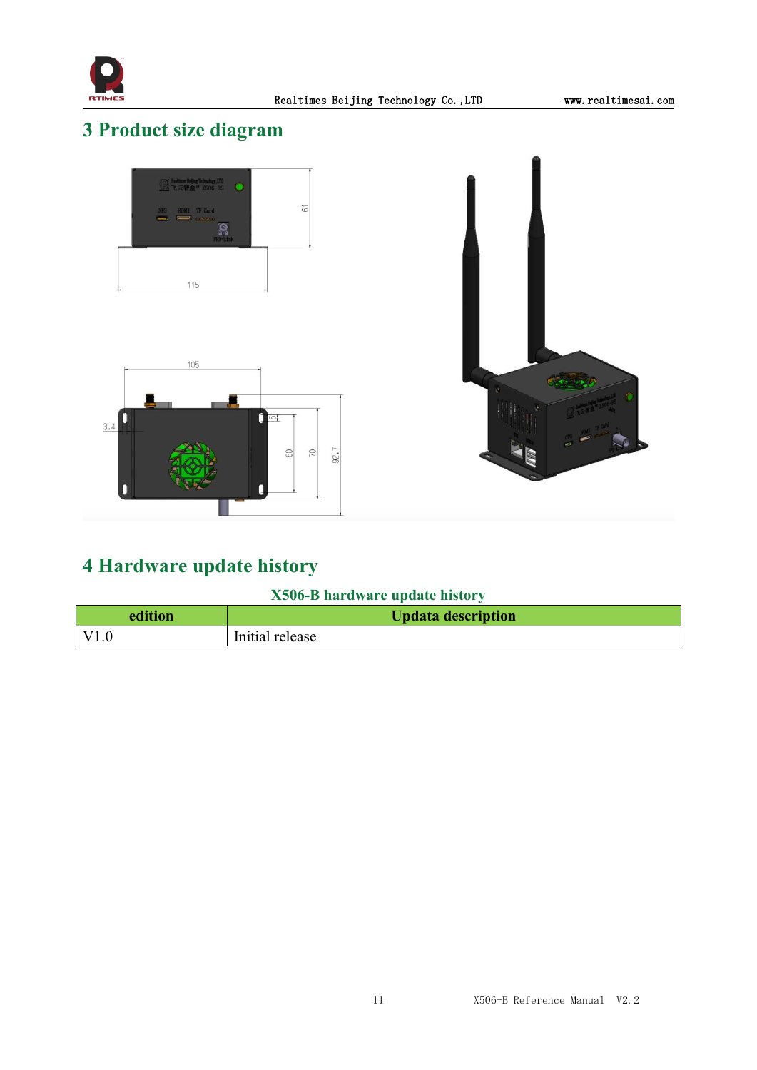# 3 Product size diagram

115

61

105

3.4

15

60

70

92.7

# 4 Hardware update history

X506-B hardware update history

| edition | Updata description |
| --- | --- |
| V1.0 | Initial release |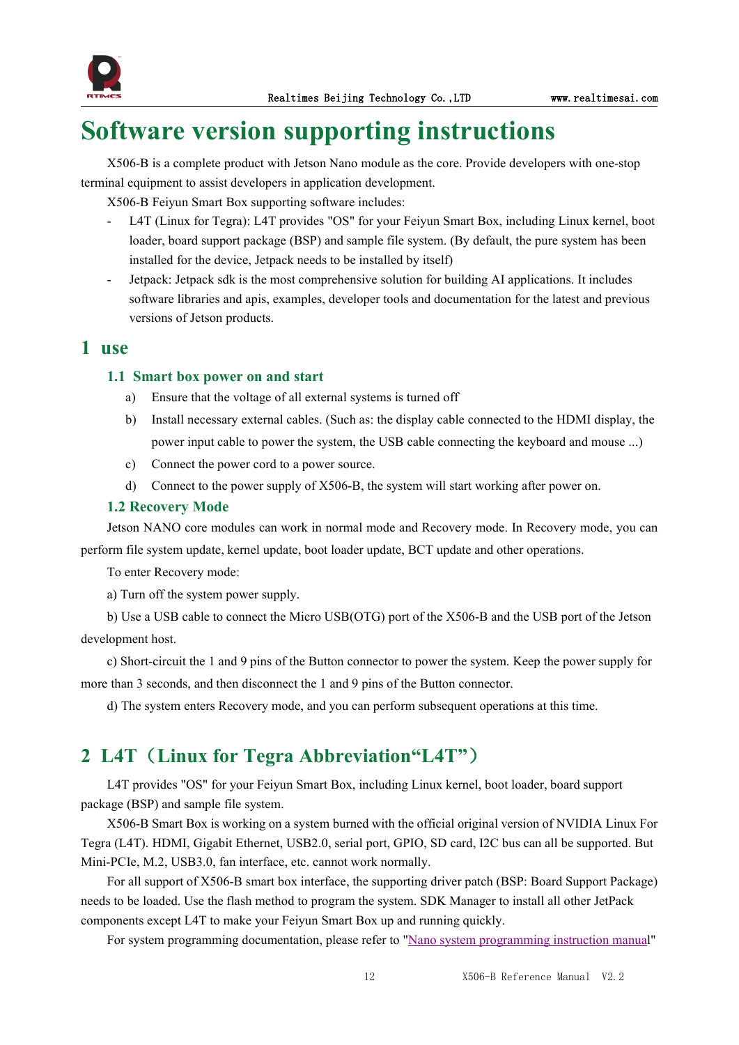# Software version supporting instructions

X506-B is a complete product with Jetson Nano module as the core. Provide developers with one-stop terminal equipment to assist developers in application development.

X506-B Feiyun Smart Box supporting software includes:

- L4T (Linux for Tegra): L4T provides "OS" for your Feiyun Smart Box, including Linux kernel, boot loader, board support package (BSP) and sample file system. (By default, the pure system has been installed for the device, Jetpack needs to be installed by itself)
- Jetpack: Jetpack sdk is the most comprehensive solution for building AI applications. It includes software libraries and apis, examples, developer tools and documentation for the latest and previous versions of Jetson products.

## 1 use

### 1.1 Smart box power on and start

a) Ensure that the voltage of all external systems is turned off

b) Install necessary external cables. (Such as: the display cable connected to the HDMI display, the power input cable to power the system, the USB cable connecting the keyboard and mouse ...)

c) Connect the power cord to a power source.

d) Connect to the power supply of X506-B, the system will start working after power on.

### 1.2 Recovery Mode

Jetson NANO core modules can work in normal mode and Recovery mode. In Recovery mode, you can perform file system update, kernel update, boot loader update, BCT update and other operations.

To enter Recovery mode:

a) Turn off the system power supply.

b) Use a USB cable to connect the Micro USB(OTG) port of the X506-B and the USB port of the Jetson development host.

c) Short-circuit the 1 and 9 pins of the Button connector to power the system. Keep the power supply for more than 3 seconds, and then disconnect the 1 and 9 pins of the Button connector.

d) The system enters Recovery mode, and you can perform subsequent operations at this time.

## 2 L4T（Linux for Tegra Abbreviation“L4T”）

L4T provides "OS" for your Feiyun Smart Box, including Linux kernel, boot loader, board support package (BSP) and sample file system.

X506-B Smart Box is working on a system burned with the official original version of NVIDIA Linux For Tegra (L4T). HDMI, Gigabit Ethernet, USB2.0, serial port, GPIO, SD card, I2C bus can all be supported. But Mini-PCIe, M.2, USB3.0, fan interface, etc. cannot work normally.

For all support of X506-B smart box interface, the supporting driver patch (BSP: Board Support Package) needs to be loaded. Use the flash method to program the system. SDK Manager to install all other JetPack components except L4T to make your Feiyun Smart Box up and running quickly.

For system programming documentation, please refer to "Nano system programming instruction manual"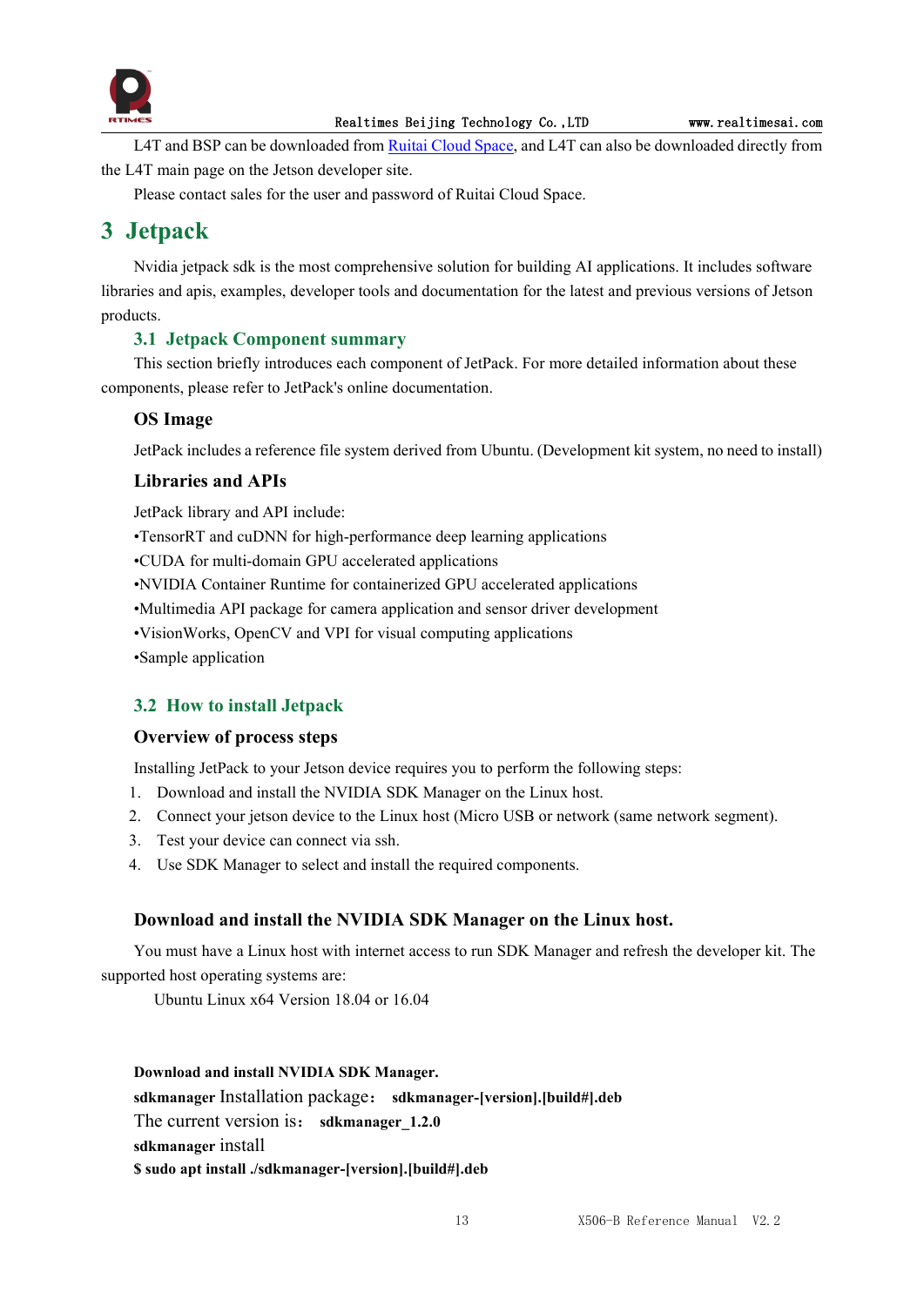L4T and BSP can be downloaded from [Ruitai Cloud Space], and L4T can also be downloaded directly from the L4T main page on the Jetson developer site.

Please contact sales for the user and password of Ruitai Cloud Space.

# 3 Jetpack

Nvidia jetpack sdk is the most comprehensive solution for building AI applications. It includes software libraries and apis, examples, developer tools and documentation for the latest and previous versions of Jetson products.

## 3.1 Jetpack Component summary

This section briefly introduces each component of JetPack. For more detailed information about these components, please refer to JetPack's online documentation.

### OS Image

JetPack includes a reference file system derived from Ubuntu. (Development kit system, no need to install)

### Libraries and APIs

JetPack library and API include:

•TensorRT and cuDNN for high-performance deep learning applications

•CUDA for multi-domain GPU accelerated applications

•NVIDIA Container Runtime for containerized GPU accelerated applications

•Multimedia API package for camera application and sensor driver development

•VisionWorks, OpenCV and VPI for visual computing applications

•Sample application

## 3.2 How to install Jetpack

### Overview of process steps

Installing JetPack to your Jetson device requires you to perform the following steps:

1. Download and install the NVIDIA SDK Manager on the Linux host.
2. Connect your jetson device to the Linux host (Micro USB or network (same network segment).
3. Test your device can connect via ssh.
4. Use SDK Manager to select and install the required components.

### Download and install the NVIDIA SDK Manager on the Linux host.

You must have a Linux host with internet access to run SDK Manager and refresh the developer kit. The supported host operating systems are:

Ubuntu Linux x64 Version 18.04 or 16.04

**Download and install NVIDIA SDK Manager.**

**sdkmanager** Installation package： **sdkmanager-[version].[build#].deb**

The current version is： **sdkmanager_1.2.0**

**sdkmanager** install

**$ sudo apt install ./sdkmanager-[version].[build#].deb**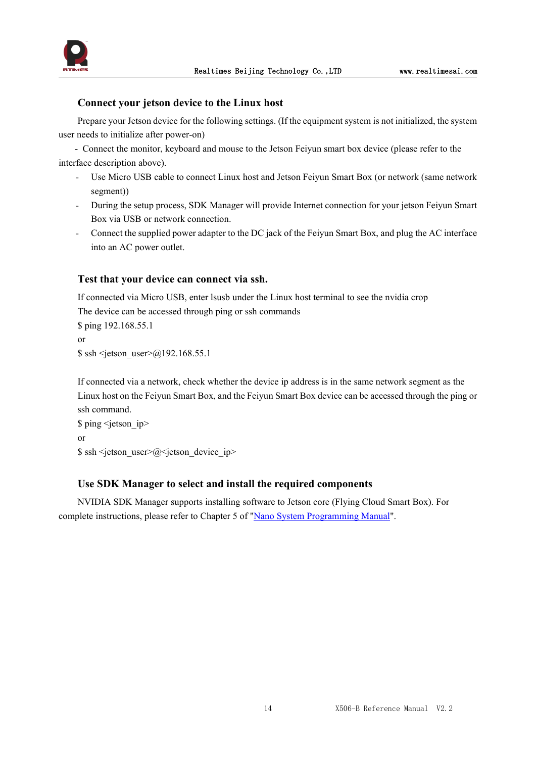### Connect your jetson device to the Linux host

Prepare your Jetson device for the following settings. (If the equipment system is not initialized, the system user needs to initialize after power-on)

- Connect the monitor, keyboard and mouse to the Jetson Feiyun smart box device (please refer to the interface description above).
- Use Micro USB cable to connect Linux host and Jetson Feiyun Smart Box (or network (same network segment))
- During the setup process, SDK Manager will provide Internet connection for your jetson Feiyun Smart Box via USB or network connection.
- Connect the supplied power adapter to the DC jack of the Feiyun Smart Box, and plug the AC interface into an AC power outlet.

### Test that your device can connect via ssh.

If connected via Micro USB, enter lsusb under the Linux host terminal to see the nvidia crop

The device can be accessed through ping or ssh commands

$ ping 192.168.55.1

or

$ ssh <jetson_user>@192.168.55.1

If connected via a network, check whether the device ip address is in the same network segment as the Linux host on the Feiyun Smart Box, and the Feiyun Smart Box device can be accessed through the ping or ssh command.

$ ping <jetson_ip>

or

$ ssh <jetson_user>@<jetson_device_ip>

### Use SDK Manager to select and install the required components

NVIDIA SDK Manager supports installing software to Jetson core (Flying Cloud Smart Box). For complete instructions, please refer to Chapter 5 of "Nano System Programming Manual".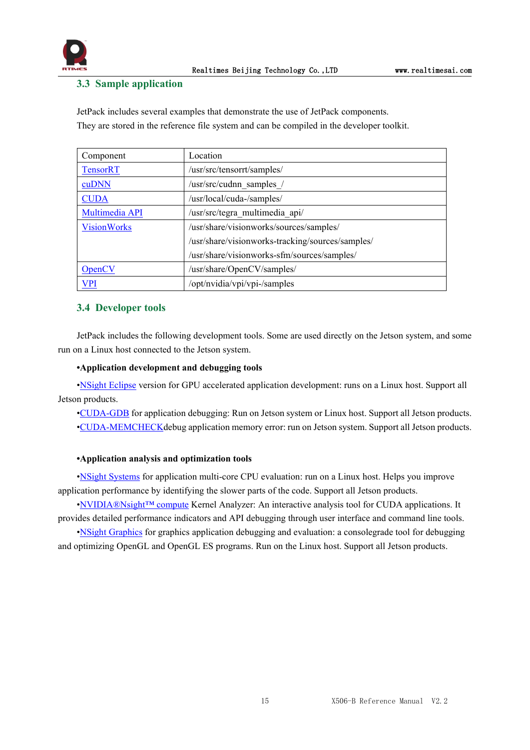### 3.3 Sample application

JetPack includes several examples that demonstrate the use of JetPack components.
They are stored in the reference file system and can be compiled in the developer toolkit.

| Component | Location |
|---|---|
| TensorRT | /usr/src/tensorrt/samples/ |
| cuDNN | /usr/src/cudnn_samples_/ |
| CUDA | /usr/local/cuda-/samples/ |
| Multimedia API | /usr/src/tegra_multimedia_api/ |
| VisionWorks | /usr/share/visionworks/sources/samples/<br>/usr/share/visionworks-tracking/sources/samples/<br>/usr/share/visionworks-sfm/sources/samples/ |
| OpenCV | /usr/share/OpenCV/samples/ |
| VPI | /opt/nvidia/vpi/vpi-/samples |

### 3.4 Developer tools

JetPack includes the following development tools. Some are used directly on the Jetson system, and some run on a Linux host connected to the Jetson system.

**•Application development and debugging tools**

•NSight Eclipse version for GPU accelerated application development: runs on a Linux host. Support all Jetson products.

•CUDA-GDB for application debugging: Run on Jetson system or Linux host. Support all Jetson products.

•CUDA-MEMCHECKdebug application memory error: run on Jetson system. Support all Jetson products.

**•Application analysis and optimization tools**

•NSight Systems for application multi-core CPU evaluation: run on a Linux host. Helps you improve application performance by identifying the slower parts of the code. Support all Jetson products.

•NVIDIA®Nsight™ compute Kernel Analyzer: An interactive analysis tool for CUDA applications. It provides detailed performance indicators and API debugging through user interface and command line tools.

•NSight Graphics for graphics application debugging and evaluation: a consolegrade tool for debugging and optimizing OpenGL and OpenGL ES programs. Run on the Linux host. Support all Jetson products.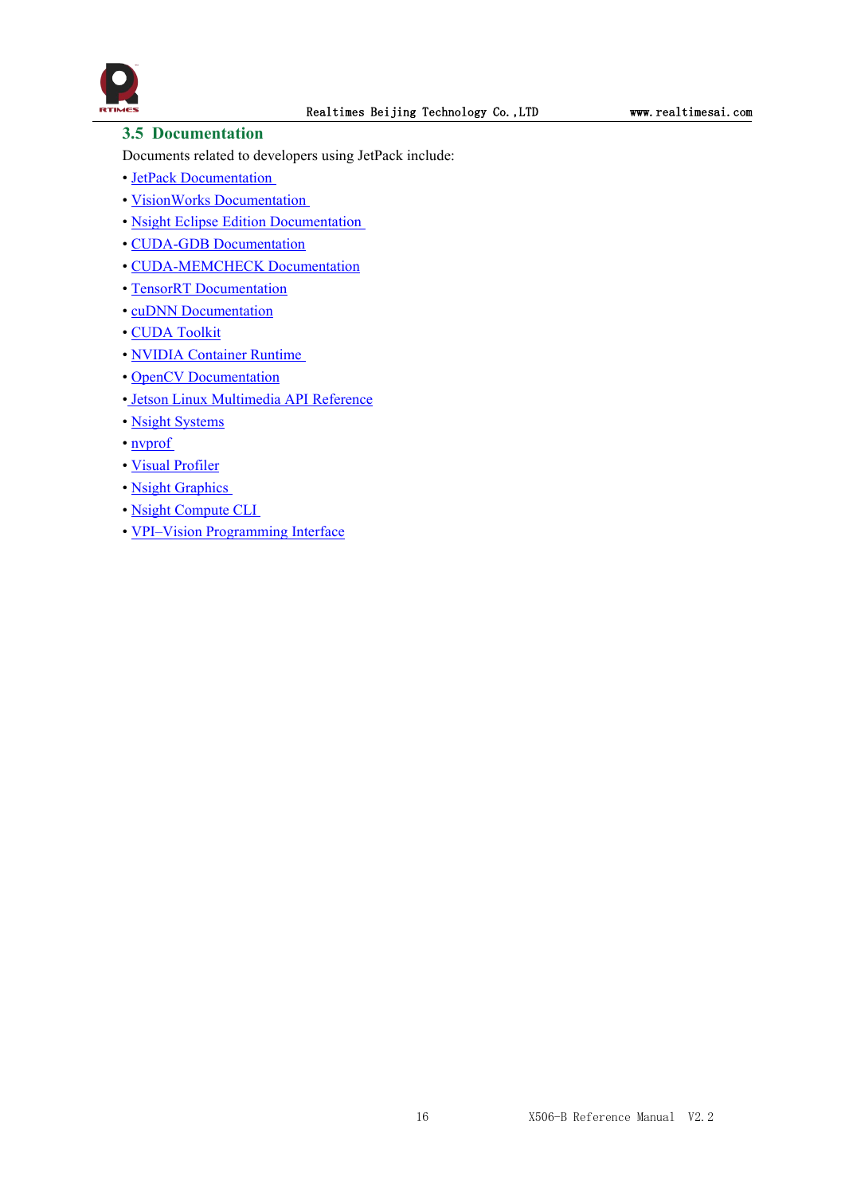### 3.5 Documentation

Documents related to developers using JetPack include:

- JetPack Documentation
- VisionWorks Documentation
- Nsight Eclipse Edition Documentation
- CUDA-GDB Documentation
- CUDA-MEMCHECK Documentation
- TensorRT Documentation
- cuDNN Documentation
- CUDA Toolkit
- NVIDIA Container Runtime
- OpenCV Documentation
- Jetson Linux Multimedia API Reference
- Nsight Systems
- nvprof
- Visual Profiler
- Nsight Graphics
- Nsight Compute CLI
- VPI–Vision Programming Interface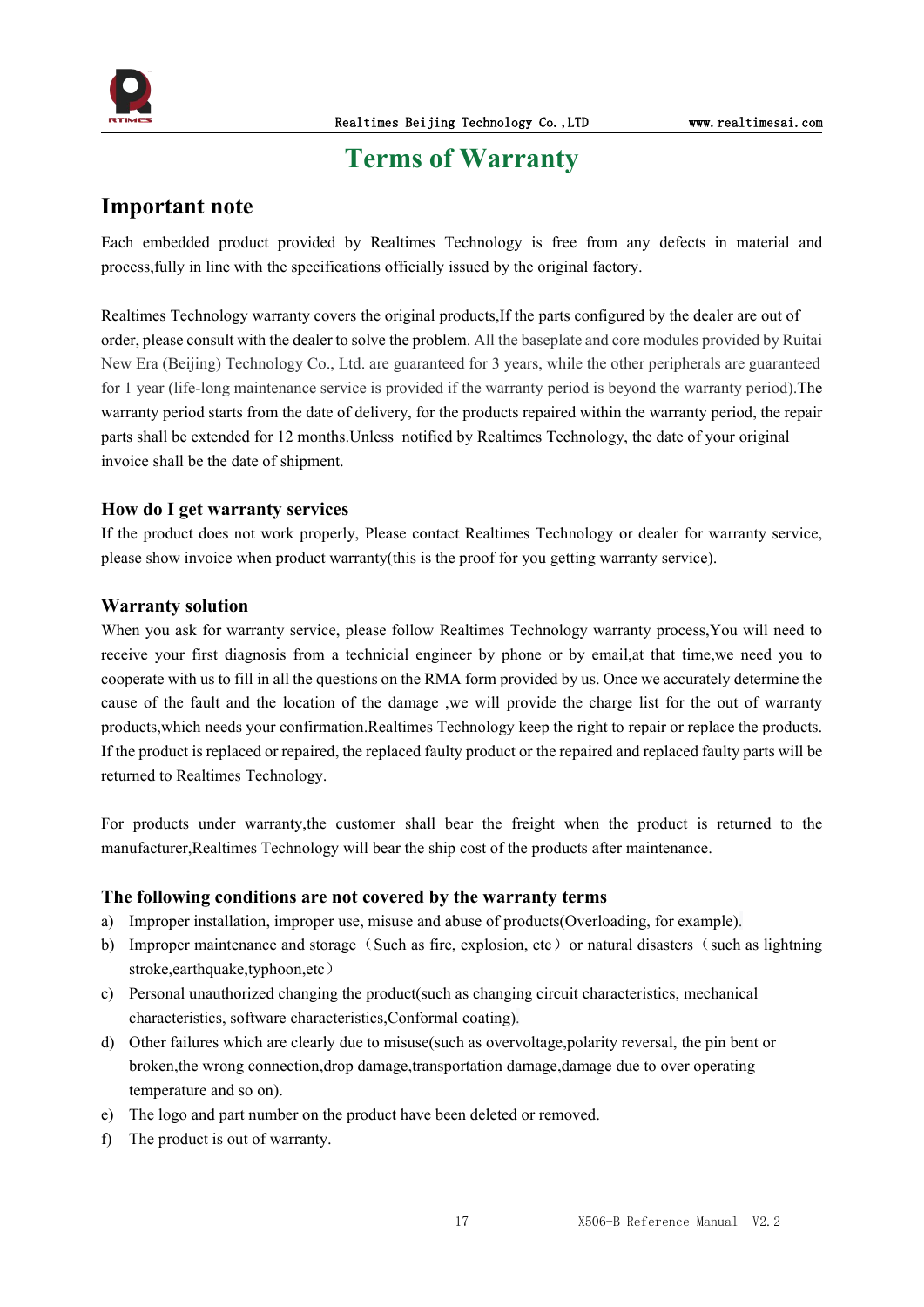# Terms of Warranty

## Important note

Each embedded product provided by Realtimes Technology is free from any defects in material and process,fully in line with the specifications officially issued by the original factory.

Realtimes Technology warranty covers the original products,If the parts configured by the dealer are out of order, please consult with the dealer to solve the problem. All the baseplate and core modules provided by Ruitai New Era (Beijing) Technology Co., Ltd. are guaranteed for 3 years, while the other peripherals are guaranteed for 1 year (life-long maintenance service is provided if the warranty period is beyond the warranty period).The warranty period starts from the date of delivery, for the products repaired within the warranty period, the repair parts shall be extended for 12 months.Unless notified by Realtimes Technology, the date of your original invoice shall be the date of shipment.

### How do I get warranty services

If the product does not work properly, Please contact Realtimes Technology or dealer for warranty service, please show invoice when product warranty(this is the proof for you getting warranty service).

### Warranty solution

When you ask for warranty service, please follow Realtimes Technology warranty process,You will need to receive your first diagnosis from a technicial engineer by phone or by email,at that time,we need you to cooperate with us to fill in all the questions on the RMA form provided by us. Once we accurately determine the cause of the fault and the location of the damage ,we will provide the charge list for the out of warranty products,which needs your confirmation.Realtimes Technology keep the right to repair or replace the products. If the product is replaced or repaired, the replaced faulty product or the repaired and replaced faulty parts will be returned to Realtimes Technology.

For products under warranty,the customer shall bear the freight when the product is returned to the manufacturer,Realtimes Technology will bear the ship cost of the products after maintenance.

### The following conditions are not covered by the warranty terms

a) Improper installation, improper use, misuse and abuse of products(Overloading, for example).
b) Improper maintenance and storage（Such as fire, explosion, etc）or natural disasters（such as lightning stroke,earthquake,typhoon,etc）
c) Personal unauthorized changing the product(such as changing circuit characteristics, mechanical characteristics, software characteristics,Conformal coating).
d) Other failures which are clearly due to misuse(such as overvoltage,polarity reversal, the pin bent or broken,the wrong connection,drop damage,transportation damage,damage due to over operating temperature and so on).
e) The logo and part number on the product have been deleted or removed.
f) The product is out of warranty.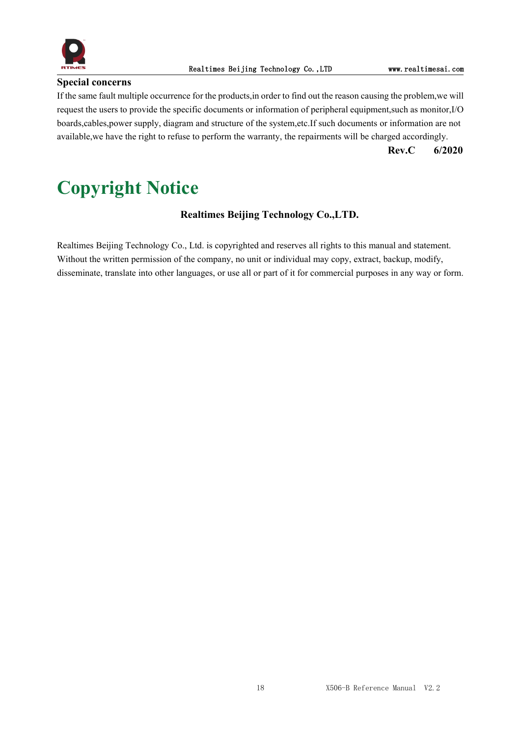**Special concerns**

If the same fault multiple occurrence for the products,in order to find out the reason causing the problem,we will request the users to provide the specific documents or information of peripheral equipment,such as monitor,I/O boards,cables,power supply, diagram and structure of the system,etc.If such documents or information are not available,we have the right to refuse to perform the warranty, the repairments will be charged accordingly.

**Rev.C 6/2020**

# Copyright Notice

**Realtimes Beijing Technology Co.,LTD.**

Realtimes Beijing Technology Co., Ltd. is copyrighted and reserves all rights to this manual and statement. Without the written permission of the company, no unit or individual may copy, extract, backup, modify, disseminate, translate into other languages, or use all or part of it for commercial purposes in any way or form.